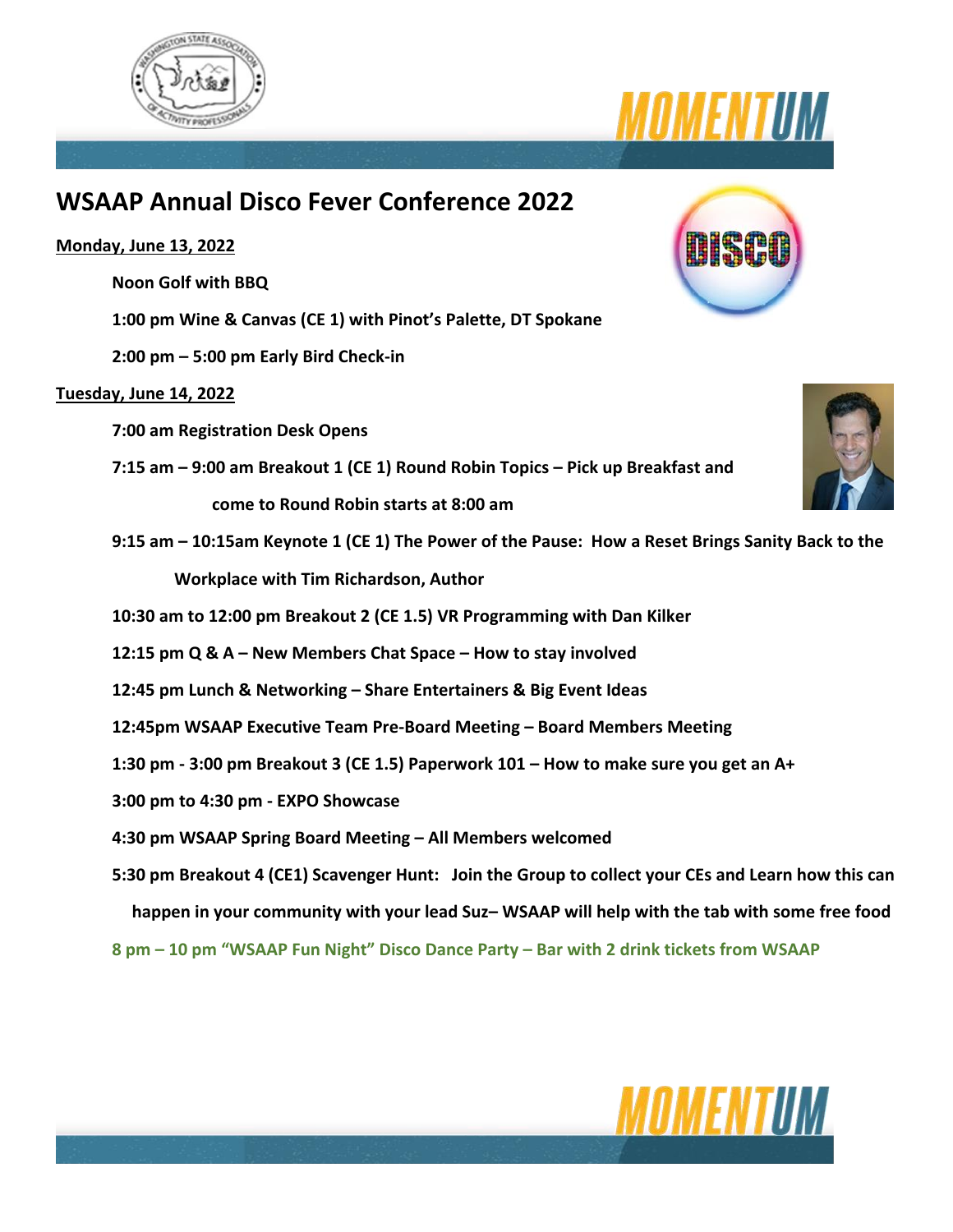# WSAAP Annual Disco Fever Conference 2022

**Monday, June 13, 2022**

**Noon Golf with BBQ**

**1:00 pm Wine & Canvas (CE 1) with Pinot's Palette, DT Spokane**

**2:00 pm – 5:00 pm Early Bird Check-in**

**Tuesday, June 14, 2022**

**7:00 am Registration Desk Opens**

**7:15 am – 9:00 am Breakout 1 (CE 1) Round Robin Topics – Pick up Breakfast and come to Round Robin starts at 8:00 am**

**9:15 am – 10:15am Keynote 1 (CE 1) The Power of the Pause: How a Reset Brings Sanity Back to the Workplace with Tim Richardson, Author**

**10:30 am to 12:00 pm Breakout 2 (CE 1.5) VR Programming with Dan Kilker**

**12:15 pm Q & A – New Members Chat Space – How to stay involved**

**12:45 pm Lunch & Networking – Share Entertainers & Big Event Ideas**

**12:45pm WSAAP Executive Team Pre-Board Meeting – Board Members Meeting**

**1:30 pm - 3:00 pm Breakout 3 (CE 1.5) Paperwork 101 – How to make sure you get an A+**

**3:00 pm to 4:30 pm - EXPO Showcase**

**4:30 pm WSAAP Spring Board Meeting – All Members welcomed**

**5:30 pm Breakout 4 (CE1) Scavenger Hunt: Join the Group to collect your CEs and Learn how this can happen in your community with your lead Suz– WSAAP will help with the tab with some free food**

**8 pm – 10 pm "WSAAP Fun Night" Disco Dance Party – Bar with 2 drink tickets from WSAAP**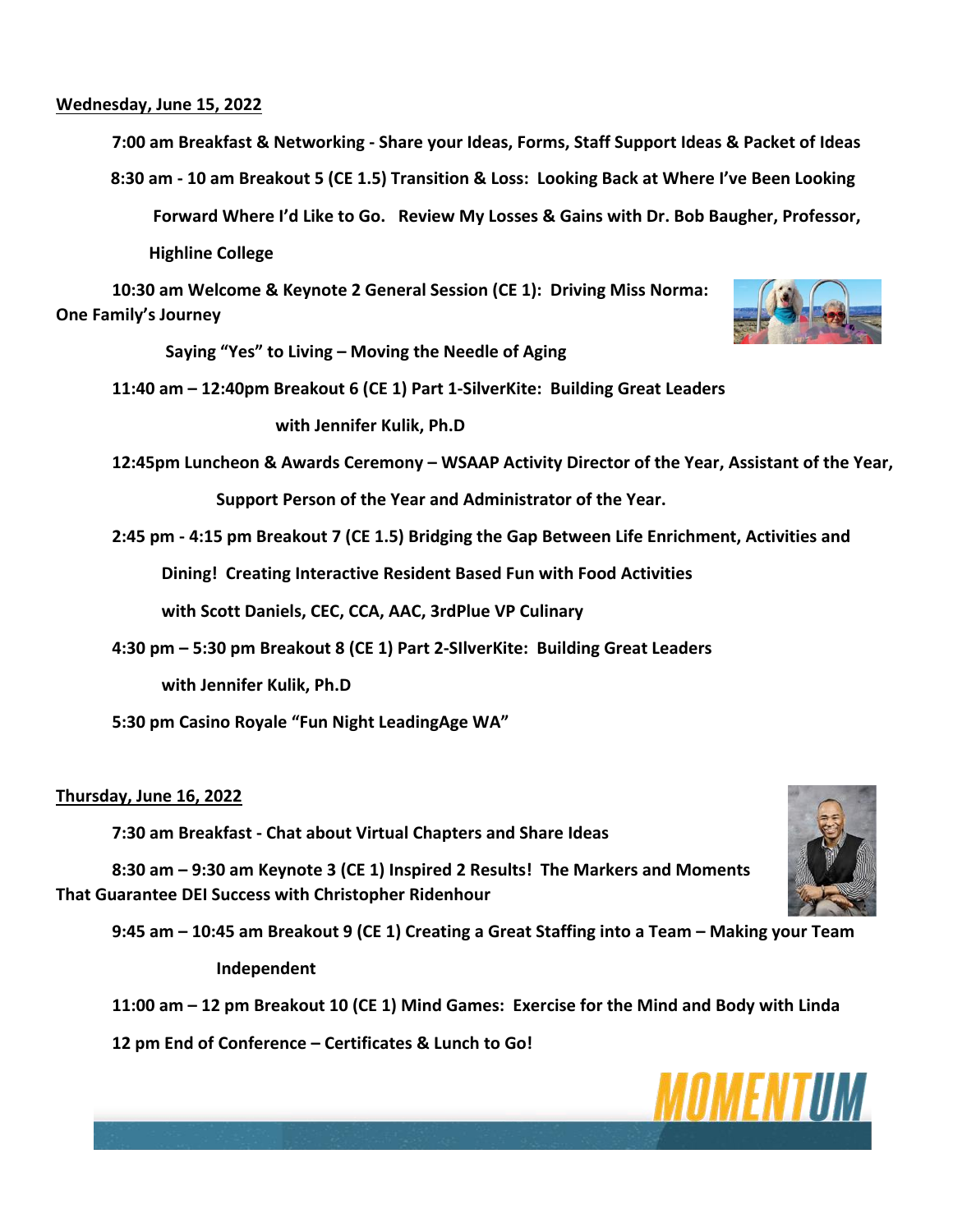**Wednesday, June 15, 2022**

**7:00 am Breakfast & Networking - Share your Ideas, Forms, Staff Support Ideas & Packet of Ideas**

**8:30 am - 10 am Breakout 5 (CE 1.5) Transition & Loss: Looking Back at Where I've Been Looking Forward Where I'd Like to Go. Review My Losses & Gains with Dr. Bob Baugher, Professor, Highline College**

**10:30 am Welcome & Keynote 2 General Session (CE 1): Driving Miss Norma: One Family's Journey**

**Saying "Yes" to Living – Moving the Needle of Aging**

**11:40 am – 12:40pm Breakout 6 (CE 1) Part 1-SilverKite: Building Great Leaders with Jennifer Kulik, Ph.D**

**12:45pm Luncheon & Awards Ceremony – WSAAP Activity Director of the Year, Assistant of the Year, Support Person of the Year and Administrator of the Year.**

**2:45 pm - 4:15 pm Breakout 7 (CE 1.5) Bridging the Gap Between Life Enrichment, Activities and Dining! Creating Interactive Resident Based Fun with Food Activities with Scott Daniels, CEC, CCA, AAC, 3rdPlue VP Culinary**

**4:30 pm – 5:30 pm Breakout 8 (CE 1) Part 2-SIlverKite: Building Great Leaders with Jennifer Kulik, Ph.D**

**5:30 pm Casino Royale "Fun Night LeadingAge WA"**

**Thursday, June 16, 2022**

**7:30 am Breakfast - Chat about Virtual Chapters and Share Ideas**

**8:30 am – 9:30 am Keynote 3 (CE 1) Inspired 2 Results! The Markers and Moments That Guarantee DEI Success with Christopher Ridenhour**

**9:45 am – 10:45 am Breakout 9 (CE 1) Creating a Great Staffing into a Team – Making your Team Independent**

**11:00 am – 12 pm Breakout 10 (CE 1) Mind Games: Exercise for the Mind and Body with Linda**

**12 pm End of Conference – Certificates & Lunch to Go!**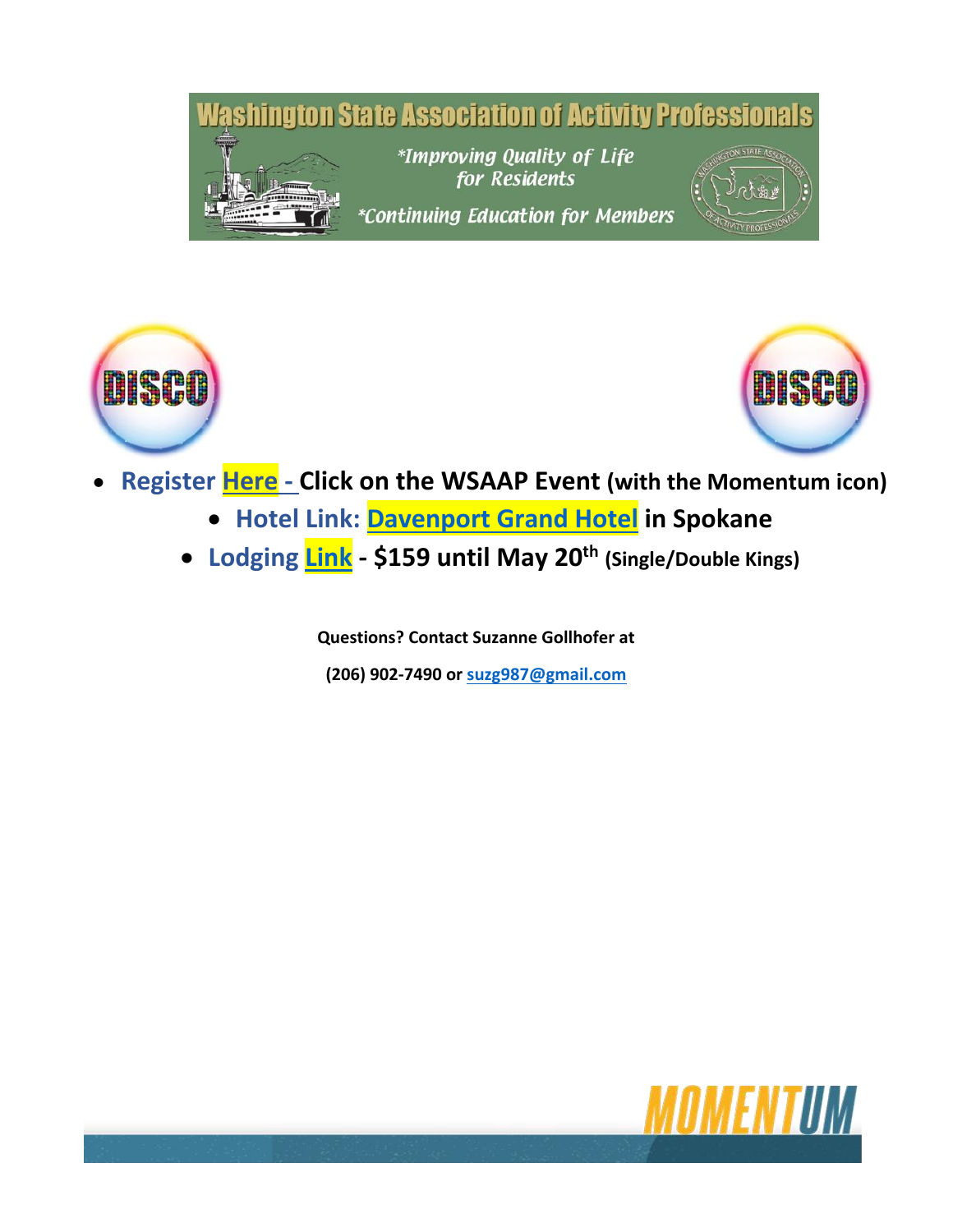Washington State Association of Activity Professionals

*Improving Quality of Life for Residents

*Continuing Education for Members

DISCO

- **Register Here - Click on the WSAAP Event (with the Momentum icon)**
  - **Hotel Link: Davenport Grand Hotel in Spokane**
- **Lodging Link - $159 until May 20th (Single/Double Kings)**

**Questions? Contact Suzanne Gollhofer at**

**(206) 902-7490 or suzg987@gmail.com**

MOMENTUM